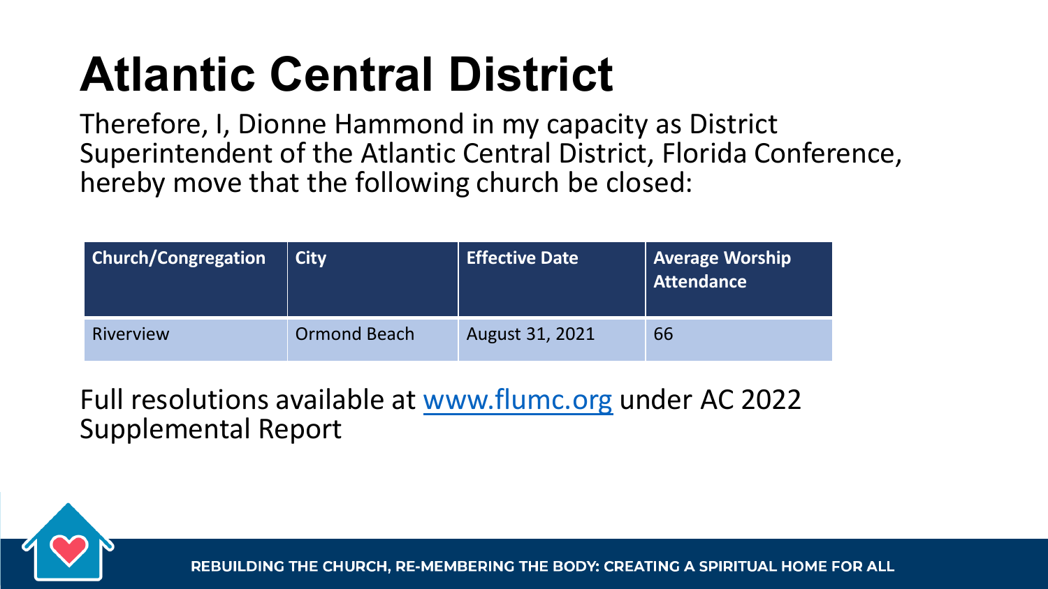# Atlantic Central District

Therefore, I, Dionne Hammond in my capacity as District Superintendent of the Atlantic Central District, Florida Conference, hereby move that the following church be closed:

| Church/Congregation | City | Effective Date | Average Worship Attendance |
|---|---|---|---|
| Riverview | Ormond Beach | August 31, 2021 | 66 |

Full resolutions available at [www.flumc.org](http://www.flumc.org) under AC 2022 Supplemental Report

REBUILDING THE CHURCH, RE-MEMBERING THE BODY: CREATING A SPIRITUAL HOME FOR ALL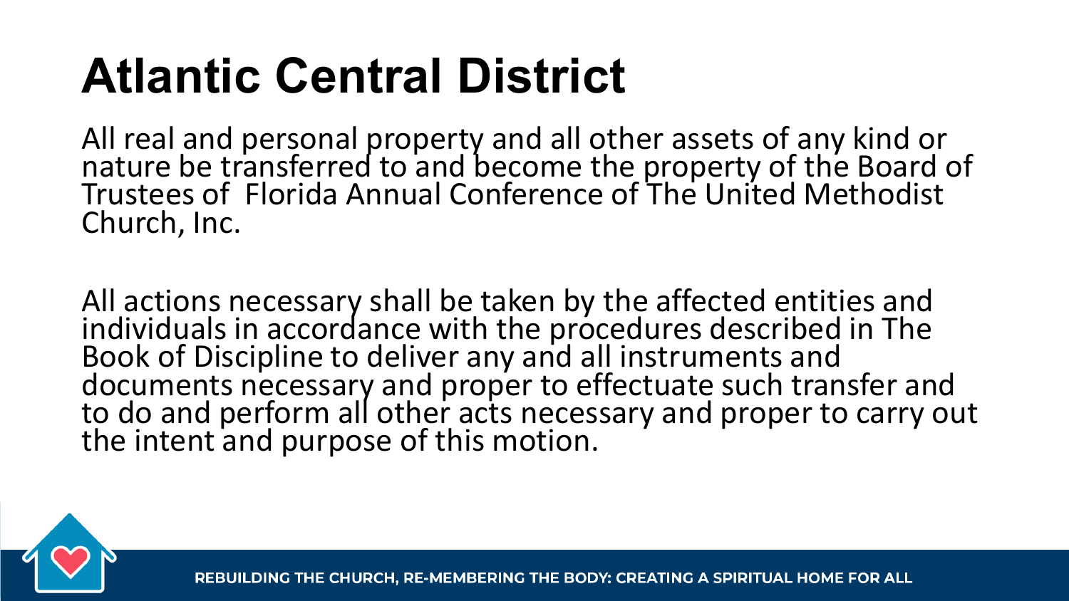# Atlantic Central District

All real and personal property and all other assets of any kind or nature be transferred to and become the property of the Board of Trustees of Florida Annual Conference of The United Methodist Church, Inc.

All actions necessary shall be taken by the affected entities and individuals in accordance with the procedures described in The Book of Discipline to deliver any and all instruments and documents necessary and proper to effectuate such transfer and to do and perform all other acts necessary and proper to carry out the intent and purpose of this motion.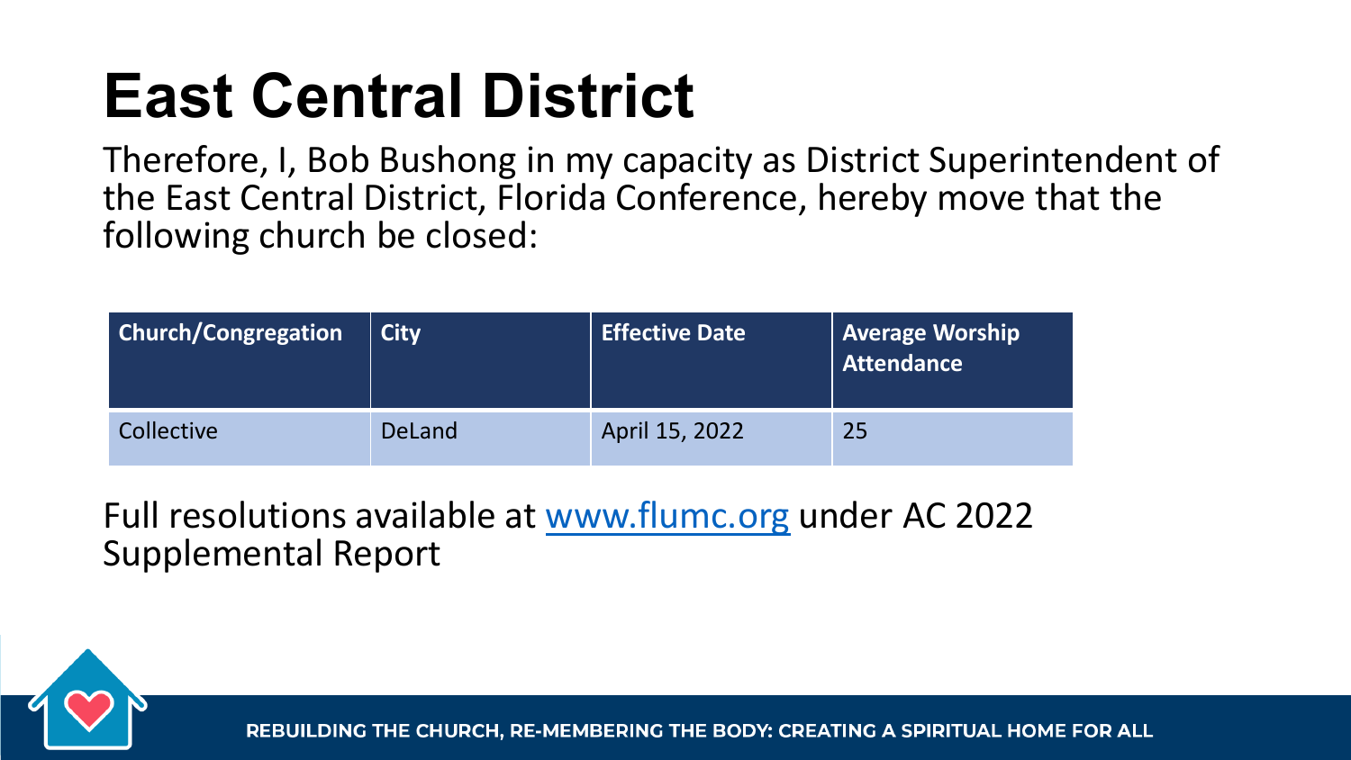# East Central District

Therefore, I, Bob Bushong in my capacity as District Superintendent of the East Central District, Florida Conference, hereby move that the following church be closed:

| Church/Congregation | City | Effective Date | Average Worship Attendance |
|---|---|---|---|
| Collective | DeLand | April 15, 2022 | 25 |

Full resolutions available at [www.flumc.org](http://www.flumc.org) under AC 2022 Supplemental Report

REBUILDING THE CHURCH, RE-MEMBERING THE BODY: CREATING A SPIRITUAL HOME FOR ALL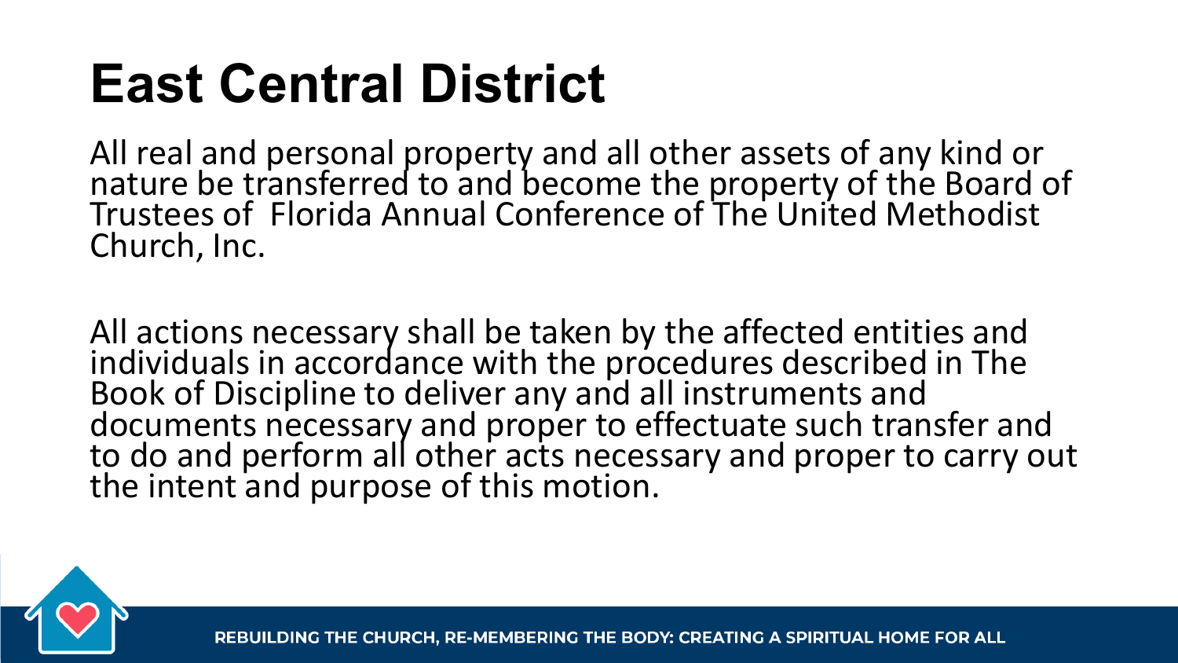# East Central District

All real and personal property and all other assets of any kind or nature be transferred to and become the property of the Board of Trustees of Florida Annual Conference of The United Methodist Church, Inc.

All actions necessary shall be taken by the affected entities and individuals in accordance with the procedures described in The Book of Discipline to deliver any and all instruments and documents necessary and proper to effectuate such transfer and to do and perform all other acts necessary and proper to carry out the intent and purpose of this motion.